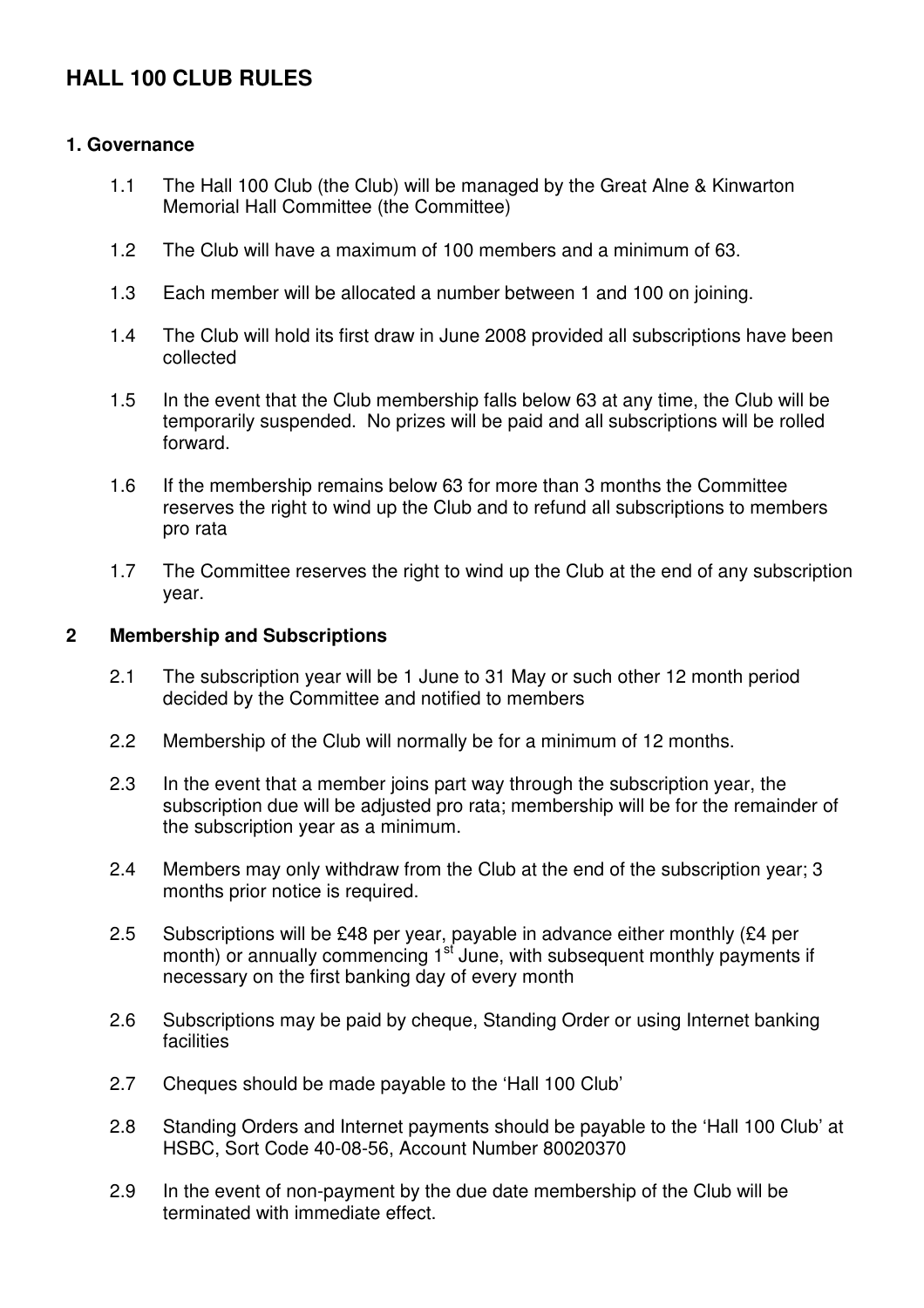# HALL 100 CLUB RULES

## 1. Governance

1.1 The Hall 100 Club (the Club) will be managed by the Great Alne & Kinwarton Memorial Hall Committee (the Committee)

1.2 The Club will have a maximum of 100 members and a minimum of 63.

1.3 Each member will be allocated a number between 1 and 100 on joining.

1.4 The Club will hold its first draw in June 2008 provided all subscriptions have been collected

1.5 In the event that the Club membership falls below 63 at any time, the Club will be temporarily suspended. No prizes will be paid and all subscriptions will be rolled forward.

1.6 If the membership remains below 63 for more than 3 months the Committee reserves the right to wind up the Club and to refund all subscriptions to members pro rata

1.7 The Committee reserves the right to wind up the Club at the end of any subscription year.

## 2 Membership and Subscriptions

2.1 The subscription year will be 1 June to 31 May or such other 12 month period decided by the Committee and notified to members

2.2 Membership of the Club will normally be for a minimum of 12 months.

2.3 In the event that a member joins part way through the subscription year, the subscription due will be adjusted pro rata; membership will be for the remainder of the subscription year as a minimum.

2.4 Members may only withdraw from the Club at the end of the subscription year; 3 months prior notice is required.

2.5 Subscriptions will be £48 per year, payable in advance either monthly (£4 per month) or annually commencing 1st June, with subsequent monthly payments if necessary on the first banking day of every month

2.6 Subscriptions may be paid by cheque, Standing Order or using Internet banking facilities

2.7 Cheques should be made payable to the 'Hall 100 Club'

2.8 Standing Orders and Internet payments should be payable to the 'Hall 100 Club' at HSBC, Sort Code 40-08-56, Account Number 80020370

2.9 In the event of non-payment by the due date membership of the Club will be terminated with immediate effect.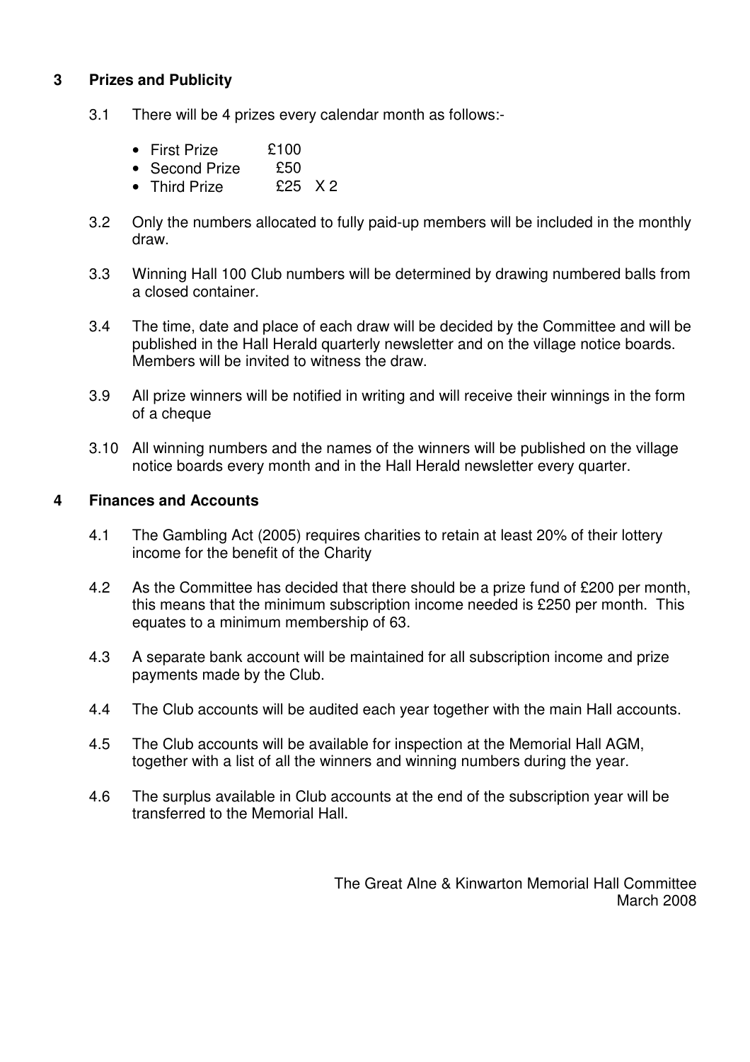## 3 Prizes and Publicity

3.1 There will be 4 prizes every calendar month as follows:-

- First Prize £100
- Second Prize £50
- Third Prize £25 X 2

3.2 Only the numbers allocated to fully paid-up members will be included in the monthly draw.

3.3 Winning Hall 100 Club numbers will be determined by drawing numbered balls from a closed container.

3.4 The time, date and place of each draw will be decided by the Committee and will be published in the Hall Herald quarterly newsletter and on the village notice boards. Members will be invited to witness the draw.

3.9 All prize winners will be notified in writing and will receive their winnings in the form of a cheque

3.10 All winning numbers and the names of the winners will be published on the village notice boards every month and in the Hall Herald newsletter every quarter.

## 4 Finances and Accounts

4.1 The Gambling Act (2005) requires charities to retain at least 20% of their lottery income for the benefit of the Charity

4.2 As the Committee has decided that there should be a prize fund of £200 per month, this means that the minimum subscription income needed is £250 per month. This equates to a minimum membership of 63.

4.3 A separate bank account will be maintained for all subscription income and prize payments made by the Club.

4.4 The Club accounts will be audited each year together with the main Hall accounts.

4.5 The Club accounts will be available for inspection at the Memorial Hall AGM, together with a list of all the winners and winning numbers during the year.

4.6 The surplus available in Club accounts at the end of the subscription year will be transferred to the Memorial Hall.

The Great Alne & Kinwarton Memorial Hall Committee
March 2008